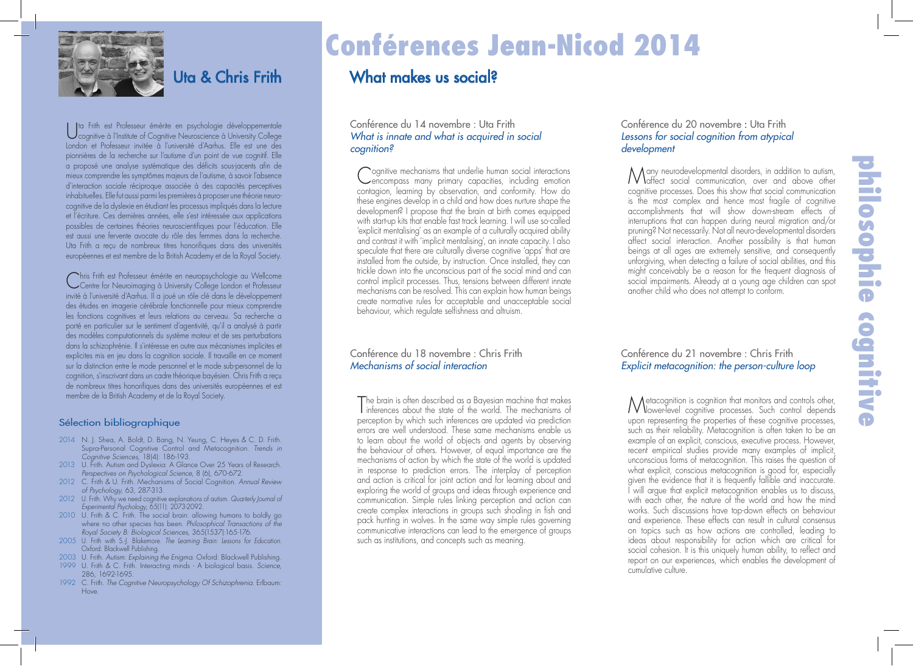# Conférences Jean-Nicod 2014

## Uta & Chris Frith

Uta Frith est Professeur émérite en psychologie développementale cognitive à l'Institute of Cognitive Neuroscience à University College London et Professeur invitée à l'université d'Aarhus. Elle est une des pionnières de la recherche sur l'autisme d'un point de vue cognitif. Elle a proposé une analyse systématique des déficits sous-jacents afin de mieux comprendre les symptômes majeurs de l'autisme, à savoir l'absence d'interaction sociale réciproque associée à des capacités perceptives inhabituelles. Elle fut aussi parmi les premières à proposer une théorie neuro-cognitive de la dyslexie en étudiant les processus impliqués dans la lecture et l'écriture. Ces dernières années, elle s'est intéressée aux applications possibles de certaines théories neuroscientifiques pour l'éducation. Elle est aussi une fervente avocate du rôle des femmes dans la recherche. Uta Frith a reçu de nombreux titres honorifiques dans des universités européennes et est membre de la British Academy et de la Royal Society.

Chris Frith est Professeur émérite en neuropsychologie au Wellcome Centre for Neuroimaging à University College London et Professeur invité à l'université d'Aarhus. Il a joué un rôle clé dans le développement des études en imagerie cérébrale fonctionnelle pour mieux comprendre les fonctions cognitives et leurs relations au cerveau. Sa recherche a porté en particulier sur le sentiment d'agentivité, qu'il a analysé à partir des modèles computationnels du système moteur et de ses perturbations dans la schizophrénie. Il s'intéresse en outre aux mécanismes implicites et explicites mis en jeu dans la cognition sociale. Il travaille en ce moment sur la distinction entre le mode personnel et le mode sub-personnel de la cognition, s'inscrivant dans un cadre théorique bayésien. Chris Frith a reçu de nombreux titres honorifiques dans des universités européennes et est membre de la British Academy et de la Royal Society.

### Sélection bibliographique

- 2014 N. J. Shea, A. Boldt, D. Bang, N. Yeung, C. Heyes & C. D. Frith. Supra-Personal Cognitive Control and Metacognition. *Trends in Cognitive Sciences*, 18(4): 186-193.
- 2013 U. Frith. Autism and Dyslexia: A Glance Over 25 Years of Research. *Perspectives on Psychological Science*, 8 (6), 670-672.
- 2012 C. Frith & U. Frith. Mechanisms of Social Cognition. *Annual Review of Psychology*, 63, 287-313.
- 2012 U. Frith. Why we need cognitive explanations of autism. *Quarterly Journal of Experimental Psychology*, 65(11): 2073-2092.
- 2010 U. Frith & C. Frith. The social brain: allowing humans to boldly go where no other species has been. *Philosophical Transactions of the Royal Society B: Biological Sciences*, 365(1537):165-176.
- 2005 U. Frith with S-J. Blakemore. *The Learning Brain: Lessons for Education.* Oxford: Blackwell Publishing.
- 2003 U. Frith. *Autism: Explaining the Enigma.* Oxford: Blackwell Publishing.
- 1999 U. Frith & C. Frith. Interacting minds - A biological basis. *Science*, 286, 1692-1695.
- 1992 C. Frith. *The Cognitive Neuropsychology Of Schizophrenia.* Erlbaum: Hove.

## What makes us social?

### Conférence du 14 novembre : Uta Frith
*What is innate and what is acquired in social cognition?*

Cognitive mechanisms that underlie human social interactions encompass many primary capacities, including emotion contagion, learning by observation, and conformity. How do these engines develop in a child and how does nurture shape the development? I propose that the brain at birth comes equipped with start-up kits that enable fast track learning. I will use so-called 'explicit mentalising' as an example of a culturally acquired ability and contrast it with 'implicit mentalising', an innate capacity. I also speculate that there are culturally diverse cognitive 'apps' that are installed from the outside, by instruction. Once installed, they can trickle down into the unconscious part of the social mind and can control implicit processes. Thus, tensions between different innate mechanisms can be resolved. This can explain how human beings create normative rules for acceptable and unacceptable social behaviour, which regulate selfishness and altruism.

### Conférence du 18 novembre : Chris Frith
*Mechanisms of social interaction*

The brain is often described as a Bayesian machine that makes inferences about the state of the world. The mechanisms of perception by which such inferences are updated via prediction errors are well understood. These same mechanisms enable us to learn about the world of objects and agents by observing the behaviour of others. However, of equal importance are the mechanisms of action by which the state of the world is updated in response to prediction errors. The interplay of perception and action is critical for joint action and for learning about and exploring the world of groups and ideas through experience and communication. Simple rules linking perception and action can create complex interactions in groups such shoaling in fish and pack hunting in wolves. In the same way simple rules governing communicative interactions can lead to the emergence of groups such as institutions, and concepts such as meaning.

### Conférence du 20 novembre : Uta Frith
*Lessons for social cognition from atypical development*

Many neurodevelopmental disorders, in addition to autism, affect social communication, over and above other cognitive processes. Does this show that social communication is the most complex and hence most fragile of cognitive accomplishments that will show down-stream effects of interruptions that can happen during neural migration and/or pruning? Not necessarily. Not all neuro-developmental disorders affect social interaction. Another possibility is that human beings at all ages are extremely sensitive, and consequently unforgiving, when detecting a failure of social abilities, and this might conceivably be a reason for the frequent diagnosis of social impairments. Already at a young age children can spot another child who does not attempt to conform.

### Conférence du 21 novembre : Chris Frith
*Explicit metacognition: the person-culture loop*

Metacognition is cognition that monitors and controls other, lower-level cognitive processes. Such control depends upon representing the properties of these cognitive processes, such as their reliability. Metacognition is often taken to be an example of an explicit, conscious, executive process. However, recent empirical studies provide many examples of implicit, unconscious forms of metacognition. This raises the question of what explicit, conscious metacognition is good for, especially given the evidence that it is frequently fallible and inaccurate. I will argue that explicit metacognition enables us to discuss, with each other, the nature of the world and how the mind works. Such discussions have top-down effects on behaviour and experience. These effects can result in cultural consensus on topics such as how actions are controlled, leading to ideas about responsibility for action which are critical for social cohesion. It is this uniquely human ability, to reflect and report on our experiences, which enables the development of cumulative culture.

philosophie cognitive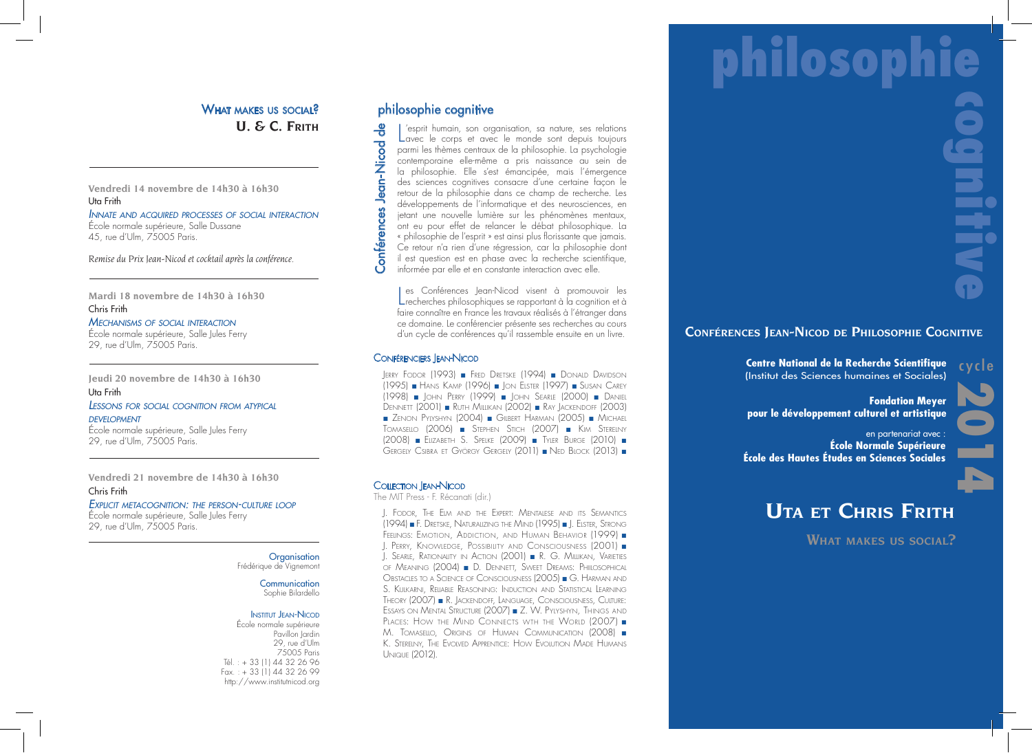## What makes us social?

**U. & C. Frith**

**Vendredi 14 novembre de 14h30 à 16h30**
Uta Frith
*Innate and acquired processes of social interaction*
École normale supérieure, Salle Dussane
45, rue d'Ulm, 75005 Paris.

*Remise du Prix Jean-Nicod et cocktail après la conférence.*

**Mardi 18 novembre de 14h30 à 16h30**
Chris Frith
*Mechanisms of social interaction*
École normale supérieure, Salle Jules Ferry
29, rue d'Ulm, 75005 Paris.

**Jeudi 20 novembre de 14h30 à 16h30**
Uta Frith
*Lessons for social cognition from atypical development*
École normale supérieure, Salle Jules Ferry
29, rue d'Ulm, 75005 Paris.

**Vendredi 21 novembre de 14h30 à 16h30**
Chris Frith
*Explicit metacognition: the person-culture loop*
École normale supérieure, Salle Jules Ferry
29, rue d'Ulm, 75005 Paris.

Organisation
Frédérique de Vignemont

Communication
Sophie Bilardello

Institut Jean-Nicod
École normale supérieure
Pavillon Jardin
29, rue d'Ulm
75005 Paris
Tél. : + 33 (1) 44 32 26 96
Fax. : + 33 (1) 44 32 26 99
http://www.institutnicod.org

## philosophie cognitive

Conférences Jean-Nicod de

L'esprit humain, son organisation, sa nature, ses relations avec le corps et avec le monde sont depuis toujours parmi les thèmes centraux de la philosophie. La psychologie contemporaine elle-même a pris naissance au sein de la philosophie. Elle s'est émancipée, mais l'émergence des sciences cognitives consacre d'une certaine façon le retour de la philosophie dans ce champ de recherche. Les développements de l'informatique et des neurosciences, en jetant une nouvelle lumière sur les phénomènes mentaux, ont eu pour effet de relancer le débat philosophique. La « philosophie de l'esprit » est ainsi plus florissante que jamais. Ce retour n'a rien d'une régression, car la philosophie dont il est question est en phase avec la recherche scientifique, informée par elle et en constante interaction avec elle.

Les Conférences Jean-Nicod visent à promouvoir les recherches philosophiques se rapportant à la cognition et à faire connaître en France les travaux réalisés à l'étranger dans ce domaine. Le conférencier présente ses recherches au cours d'un cycle de conférences qu'il rassemble ensuite en un livre.

### Conférenciers Jean-Nicod

Jerry Fodor (1993) ■ Fred Dretske (1994) ■ Donald Davidson (1995) ■ Hans Kamp (1996) ■ Jon Elster (1997) ■ Susan Carey (1998) ■ John Perry (1999) ■ John Searle (2000) ■ Daniel Dennett (2001) ■ Ruth Millikan (2002) ■ Ray Jackendoff (2003) ■ Zenon Pylyshyn (2004) ■ Gilbert Harman (2005) ■ Michael Tomasello (2006) ■ Stephen Stich (2007) ■ Kim Sterelny (2008) ■ Elizabeth S. Spelke (2009) ■ Tyler Burge (2010) ■ Gergely Csibra et György Gergely (2011) ■ Ned Block (2013) ■

### Collection Jean-Nicod

The MIT Press - F. Récanati (dir.)

J. Fodor, The Elm and the Expert: Mentalese and its Semantics (1994) ■ F. Dretske, Naturalizing the Mind (1995) ■ J. Elster, Strong Feelings: Emotion, Addiction, and Human Behavior (1999) ■ J. Perry, Knowledge, Possibility and Consciousness (2001) ■ J. Searle, Rationality in Action (2001) ■ R. G. Millikan, Varieties of Meaning (2004) ■ D. Dennett, Sweet Dreams: Philosophical Obstacles to a Science of Consciousness (2005) ■ G. Harman and S. Kulkarni, Reliable Reasoning: Induction and Statistical Learning Theory (2007) ■ R. Jackendoff, Language, Consciousness, Culture: Essays on Mental Structure (2007) ■ Z. W. Pylyshyn, Things and Places: How the Mind Connects with the World (2007) ■ M. Tomasello, Origins of Human Communication (2008) ■ K. Sterelny, The Evolved Apprentice: How Evolution Made Humans Unique (2012).

# philosophie cognitive

## Conférences Jean-Nicod de Philosophie Cognitive

**Centre National de la Recherche Scientifique**
(Institut des Sciences humaines et Sociales)

**Fondation Meyer**
**pour le développement culturel et artistique**

en partenariat avec :
**École Normale Supérieure**
**École des Hautes Études en Sciences Sociales**

cycle **2014**

## Uta et Chris Frith

### What makes us social?